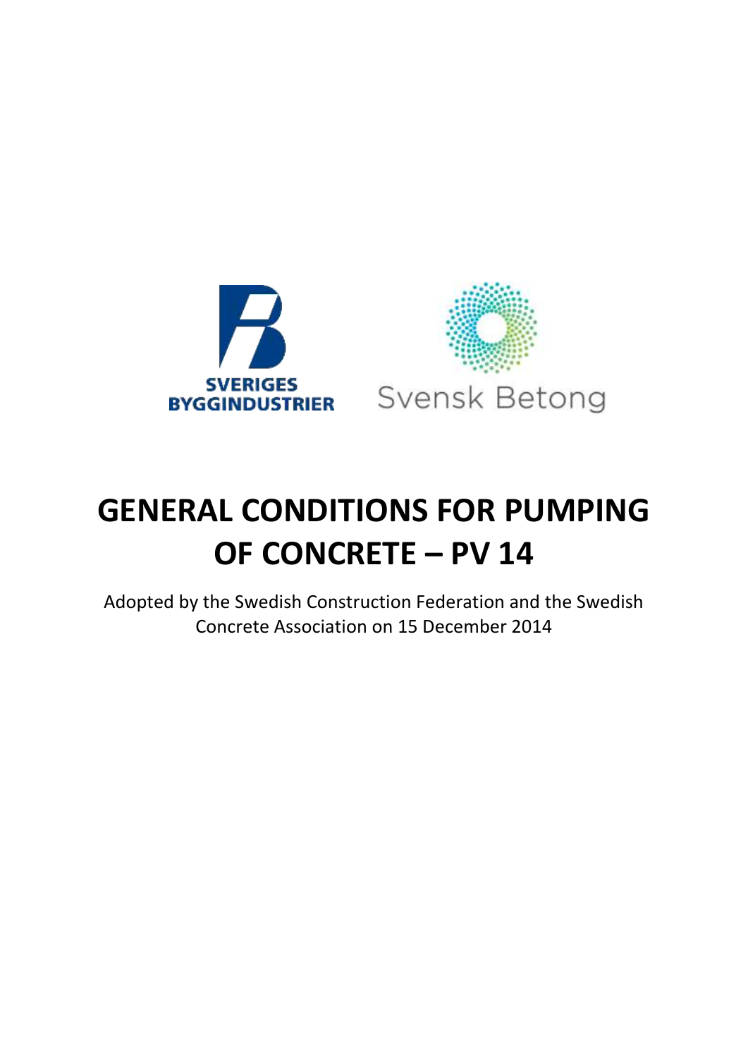SVERIGES BYGGINDUSTRIER

Svensk Betong

# GENERAL CONDITIONS FOR PUMPING OF CONCRETE – PV 14

Adopted by the Swedish Construction Federation and the Swedish Concrete Association on 15 December 2014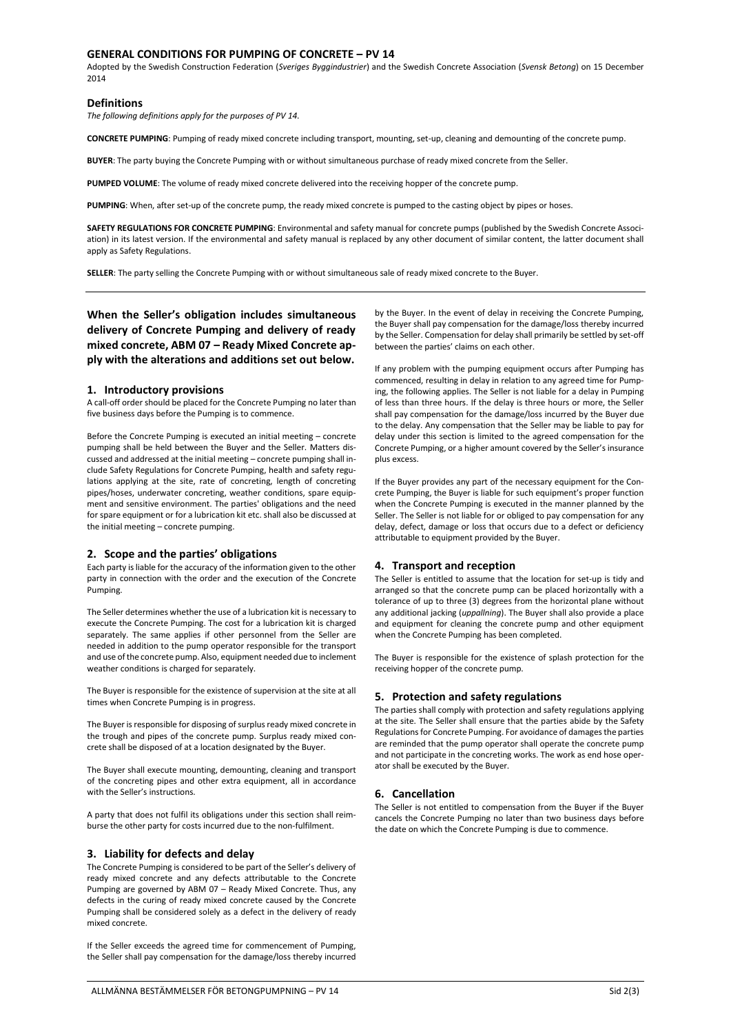## GENERAL CONDITIONS FOR PUMPING OF CONCRETE – PV 14

Adopted by the Swedish Construction Federation (*Sveriges Byggindustrier*) and the Swedish Concrete Association (*Svensk Betong*) on 15 December 2014

### Definitions

*The following definitions apply for the purposes of PV 14.*

**CONCRETE PUMPING**: Pumping of ready mixed concrete including transport, mounting, set-up, cleaning and demounting of the concrete pump.

**BUYER**: The party buying the Concrete Pumping with or without simultaneous purchase of ready mixed concrete from the Seller.

**PUMPED VOLUME**: The volume of ready mixed concrete delivered into the receiving hopper of the concrete pump.

**PUMPING**: When, after set-up of the concrete pump, the ready mixed concrete is pumped to the casting object by pipes or hoses.

**SAFETY REGULATIONS FOR CONCRETE PUMPING**: Environmental and safety manual for concrete pumps (published by the Swedish Concrete Association) in its latest version. If the environmental and safety manual is replaced by any other document of similar content, the latter document shall apply as Safety Regulations.

**SELLER**: The party selling the Concrete Pumping with or without simultaneous sale of ready mixed concrete to the Buyer.

**When the Seller's obligation includes simultaneous delivery of Concrete Pumping and delivery of ready mixed concrete, ABM 07 – Ready Mixed Concrete apply with the alterations and additions set out below.**

### 1. Introductory provisions

A call-off order should be placed for the Concrete Pumping no later than five business days before the Pumping is to commence.

Before the Concrete Pumping is executed an initial meeting – concrete pumping shall be held between the Buyer and the Seller. Matters discussed and addressed at the initial meeting – concrete pumping shall include Safety Regulations for Concrete Pumping, health and safety regulations applying at the site, rate of concreting, length of concreting pipes/hoses, underwater concreting, weather conditions, spare equipment and sensitive environment. The parties' obligations and the need for spare equipment or for a lubrication kit etc. shall also be discussed at the initial meeting – concrete pumping.

### 2. Scope and the parties' obligations

Each party is liable for the accuracy of the information given to the other party in connection with the order and the execution of the Concrete Pumping.

The Seller determines whether the use of a lubrication kit is necessary to execute the Concrete Pumping. The cost for a lubrication kit is charged separately. The same applies if other personnel from the Seller are needed in addition to the pump operator responsible for the transport and use of the concrete pump. Also, equipment needed due to inclement weather conditions is charged for separately.

The Buyer is responsible for the existence of supervision at the site at all times when Concrete Pumping is in progress.

The Buyer is responsible for disposing of surplus ready mixed concrete in the trough and pipes of the concrete pump. Surplus ready mixed concrete shall be disposed of at a location designated by the Buyer.

The Buyer shall execute mounting, demounting, cleaning and transport of the concreting pipes and other extra equipment, all in accordance with the Seller's instructions.

A party that does not fulfil its obligations under this section shall reimburse the other party for costs incurred due to the non-fulfilment.

### 3. Liability for defects and delay

The Concrete Pumping is considered to be part of the Seller's delivery of ready mixed concrete and any defects attributable to the Concrete Pumping are governed by ABM 07 – Ready Mixed Concrete. Thus, any defects in the curing of ready mixed concrete caused by the Concrete Pumping shall be considered solely as a defect in the delivery of ready mixed concrete.

If the Seller exceeds the agreed time for commencement of Pumping, the Seller shall pay compensation for the damage/loss thereby incurred by the Buyer. In the event of delay in receiving the Concrete Pumping, the Buyer shall pay compensation for the damage/loss thereby incurred by the Seller. Compensation for delay shall primarily be settled by set-off between the parties' claims on each other.

If any problem with the pumping equipment occurs after Pumping has commenced, resulting in delay in relation to any agreed time for Pumping, the following applies. The Seller is not liable for a delay in Pumping of less than three hours. If the delay is three hours or more, the Seller shall pay compensation for the damage/loss incurred by the Buyer due to the delay. Any compensation that the Seller may be liable to pay for delay under this section is limited to the agreed compensation for the Concrete Pumping, or a higher amount covered by the Seller's insurance plus excess.

If the Buyer provides any part of the necessary equipment for the Concrete Pumping, the Buyer is liable for such equipment's proper function when the Concrete Pumping is executed in the manner planned by the Seller. The Seller is not liable for or obliged to pay compensation for any delay, defect, damage or loss that occurs due to a defect or deficiency attributable to equipment provided by the Buyer.

### 4. Transport and reception

The Seller is entitled to assume that the location for set-up is tidy and arranged so that the concrete pump can be placed horizontally with a tolerance of up to three (3) degrees from the horizontal plane without any additional jacking (*uppallning*). The Buyer shall also provide a place and equipment for cleaning the concrete pump and other equipment when the Concrete Pumping has been completed.

The Buyer is responsible for the existence of splash protection for the receiving hopper of the concrete pump.

### 5. Protection and safety regulations

The parties shall comply with protection and safety regulations applying at the site. The Seller shall ensure that the parties abide by the Safety Regulations for Concrete Pumping. For avoidance of damages the parties are reminded that the pump operator shall operate the concrete pump and not participate in the concreting works. The work as end hose operator shall be executed by the Buyer.

### 6. Cancellation

The Seller is not entitled to compensation from the Buyer if the Buyer cancels the Concrete Pumping no later than two business days before the date on which the Concrete Pumping is due to commence.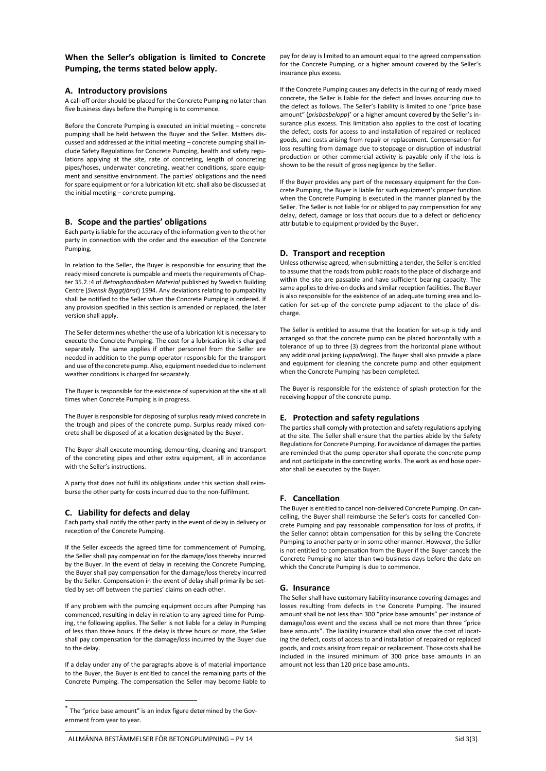## When the Seller's obligation is limited to Concrete Pumping, the terms stated below apply.

### A. Introductory provisions

A call-off order should be placed for the Concrete Pumping no later than five business days before the Pumping is to commence.

Before the Concrete Pumping is executed an initial meeting – concrete pumping shall be held between the Buyer and the Seller. Matters discussed and addressed at the initial meeting – concrete pumping shall include Safety Regulations for Concrete Pumping, health and safety regulations applying at the site, rate of concreting, length of concreting pipes/hoses, underwater concreting, weather conditions, spare equipment and sensitive environment. The parties' obligations and the need for spare equipment or for a lubrication kit etc. shall also be discussed at the initial meeting – concrete pumping.

### B. Scope and the parties' obligations

Each party is liable for the accuracy of the information given to the other party in connection with the order and the execution of the Concrete Pumping.

In relation to the Seller, the Buyer is responsible for ensuring that the ready mixed concrete is pumpable and meets the requirements of Chapter 35.2.:4 of *Betonghandboken Material* published by Swedish Building Centre (*Svensk Byggtjänst*) 1994. Any deviations relating to pumpability shall be notified to the Seller when the Concrete Pumping is ordered. If any provision specified in this section is amended or replaced, the later version shall apply.

The Seller determines whether the use of a lubrication kit is necessary to execute the Concrete Pumping. The cost for a lubrication kit is charged separately. The same applies if other personnel from the Seller are needed in addition to the pump operator responsible for the transport and use of the concrete pump. Also, equipment needed due to inclement weather conditions is charged for separately.

The Buyer is responsible for the existence of supervision at the site at all times when Concrete Pumping is in progress.

The Buyer is responsible for disposing of surplus ready mixed concrete in the trough and pipes of the concrete pump. Surplus ready mixed concrete shall be disposed of at a location designated by the Buyer.

The Buyer shall execute mounting, demounting, cleaning and transport of the concreting pipes and other extra equipment, all in accordance with the Seller's instructions.

A party that does not fulfil its obligations under this section shall reimburse the other party for costs incurred due to the non-fulfilment.

### C. Liability for defects and delay

Each party shall notify the other party in the event of delay in delivery or reception of the Concrete Pumping.

If the Seller exceeds the agreed time for commencement of Pumping, the Seller shall pay compensation for the damage/loss thereby incurred by the Buyer. In the event of delay in receiving the Concrete Pumping, the Buyer shall pay compensation for the damage/loss thereby incurred by the Seller. Compensation in the event of delay shall primarily be settled by set-off between the parties' claims on each other.

If any problem with the pumping equipment occurs after Pumping has commenced, resulting in delay in relation to any agreed time for Pumping, the following applies. The Seller is not liable for a delay in Pumping of less than three hours. If the delay is three hours or more, the Seller shall pay compensation for the damage/loss incurred by the Buyer due to the delay.

If a delay under any of the paragraphs above is of material importance to the Buyer, the Buyer is entitled to cancel the remaining parts of the Concrete Pumping. The compensation the Seller may become liable to pay for delay is limited to an amount equal to the agreed compensation for the Concrete Pumping, or a higher amount covered by the Seller's insurance plus excess.

If the Concrete Pumping causes any defects in the curing of ready mixed concrete, the Seller is liable for the defect and losses occurring due to the defect as follows. The Seller's liability is limited to one "price base amount" (*prisbasbelopp*)* or a higher amount covered by the Seller's insurance plus excess. This limitation also applies to the cost of locating the defect, costs for access to and installation of repaired or replaced goods, and costs arising from repair or replacement. Compensation for loss resulting from damage due to stoppage or disruption of industrial production or other commercial activity is payable only if the loss is shown to be the result of gross negligence by the Seller.

If the Buyer provides any part of the necessary equipment for the Concrete Pumping, the Buyer is liable for such equipment's proper function when the Concrete Pumping is executed in the manner planned by the Seller. The Seller is not liable for or obliged to pay compensation for any delay, defect, damage or loss that occurs due to a defect or deficiency attributable to equipment provided by the Buyer.

### D. Transport and reception

Unless otherwise agreed, when submitting a tender, the Seller is entitled to assume that the roads from public roads to the place of discharge and within the site are passable and have sufficient bearing capacity. The same applies to drive-on docks and similar reception facilities. The Buyer is also responsible for the existence of an adequate turning area and location for set-up of the concrete pump adjacent to the place of discharge.

The Seller is entitled to assume that the location for set-up is tidy and arranged so that the concrete pump can be placed horizontally with a tolerance of up to three (3) degrees from the horizontal plane without any additional jacking (*uppallning*). The Buyer shall also provide a place and equipment for cleaning the concrete pump and other equipment when the Concrete Pumping has been completed.

The Buyer is responsible for the existence of splash protection for the receiving hopper of the concrete pump.

### E. Protection and safety regulations

The parties shall comply with protection and safety regulations applying at the site. The Seller shall ensure that the parties abide by the Safety Regulations for Concrete Pumping. For avoidance of damages the parties are reminded that the pump operator shall operate the concrete pump and not participate in the concreting works. The work as end hose operator shall be executed by the Buyer.

### F. Cancellation

The Buyer is entitled to cancel non-delivered Concrete Pumping. On cancelling, the Buyer shall reimburse the Seller's costs for cancelled Concrete Pumping and pay reasonable compensation for loss of profits, if the Seller cannot obtain compensation for this by selling the Concrete Pumping to another party or in some other manner. However, the Seller is not entitled to compensation from the Buyer if the Buyer cancels the Concrete Pumping no later than two business days before the date on which the Concrete Pumping is due to commence.

### G. Insurance

The Seller shall have customary liability insurance covering damages and losses resulting from defects in the Concrete Pumping. The insured amount shall be not less than 300 "price base amounts" per instance of damage/loss event and the excess shall be not more than three "price base amounts". The liability insurance shall also cover the cost of locating the defect, costs of access to and installation of repaired or replaced goods, and costs arising from repair or replacement. Those costs shall be included in the insured minimum of 300 price base amounts in an amount not less than 120 price base amounts.

---

\* The "price base amount" is an index figure determined by the Government from year to year.